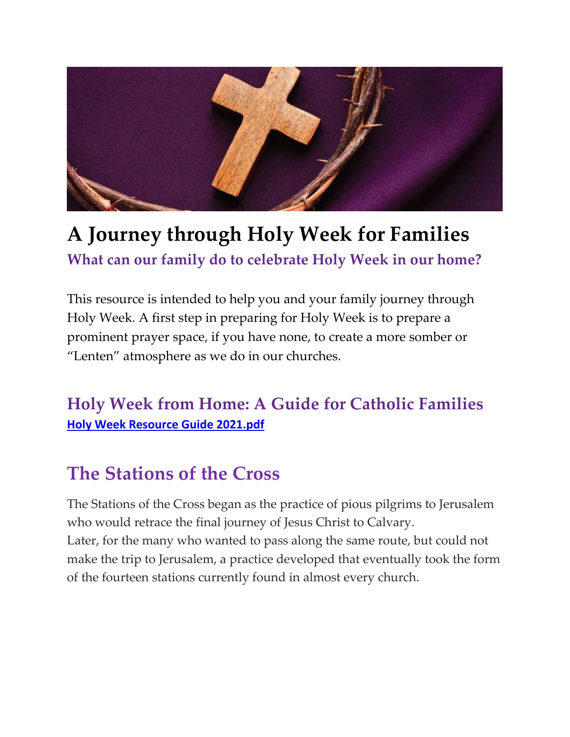# A Journey through Holy Week for Families

### What can our family do to celebrate Holy Week in our home?

This resource is intended to help you and your family journey through Holy Week. A first step in preparing for Holy Week is to prepare a prominent prayer space, if you have none, to create a more somber or "Lenten" atmosphere as we do in our churches.

## Holy Week from Home: A Guide for Catholic Families

**Holy Week Resource Guide 2021.pdf**

## The Stations of the Cross

The Stations of the Cross began as the practice of pious pilgrims to Jerusalem who would retrace the final journey of Jesus Christ to Calvary.
Later, for the many who wanted to pass along the same route, but could not make the trip to Jerusalem, a practice developed that eventually took the form of the fourteen stations currently found in almost every church.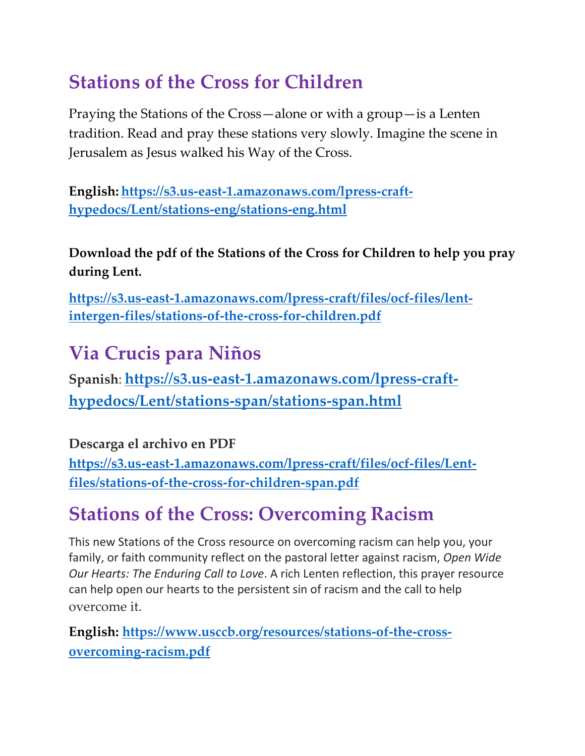## Stations of the Cross for Children

Praying the Stations of the Cross—alone or with a group—is a Lenten tradition. Read and pray these stations very slowly. Imagine the scene in Jerusalem as Jesus walked his Way of the Cross.

**English:** https://s3.us-east-1.amazonaws.com/lpress-craft-hypedocs/Lent/stations-eng/stations-eng.html

**Download the pdf of the Stations of the Cross for Children to help you pray during Lent.**

https://s3.us-east-1.amazonaws.com/lpress-craft/files/ocf-files/lent-intergen-files/stations-of-the-cross-for-children.pdf

## Via Crucis para Niños

**Spanish**: https://s3.us-east-1.amazonaws.com/lpress-craft-hypedocs/Lent/stations-span/stations-span.html

**Descarga el archivo en PDF**
https://s3.us-east-1.amazonaws.com/lpress-craft/files/ocf-files/Lent-files/stations-of-the-cross-for-children-span.pdf

## Stations of the Cross: Overcoming Racism

This new Stations of the Cross resource on overcoming racism can help you, your family, or faith community reflect on the pastoral letter against racism, *Open Wide Our Hearts: The Enduring Call to Love*. A rich Lenten reflection, this prayer resource can help open our hearts to the persistent sin of racism and the call to help overcome it.

**English:** https://www.usccb.org/resources/stations-of-the-cross-overcoming-racism.pdf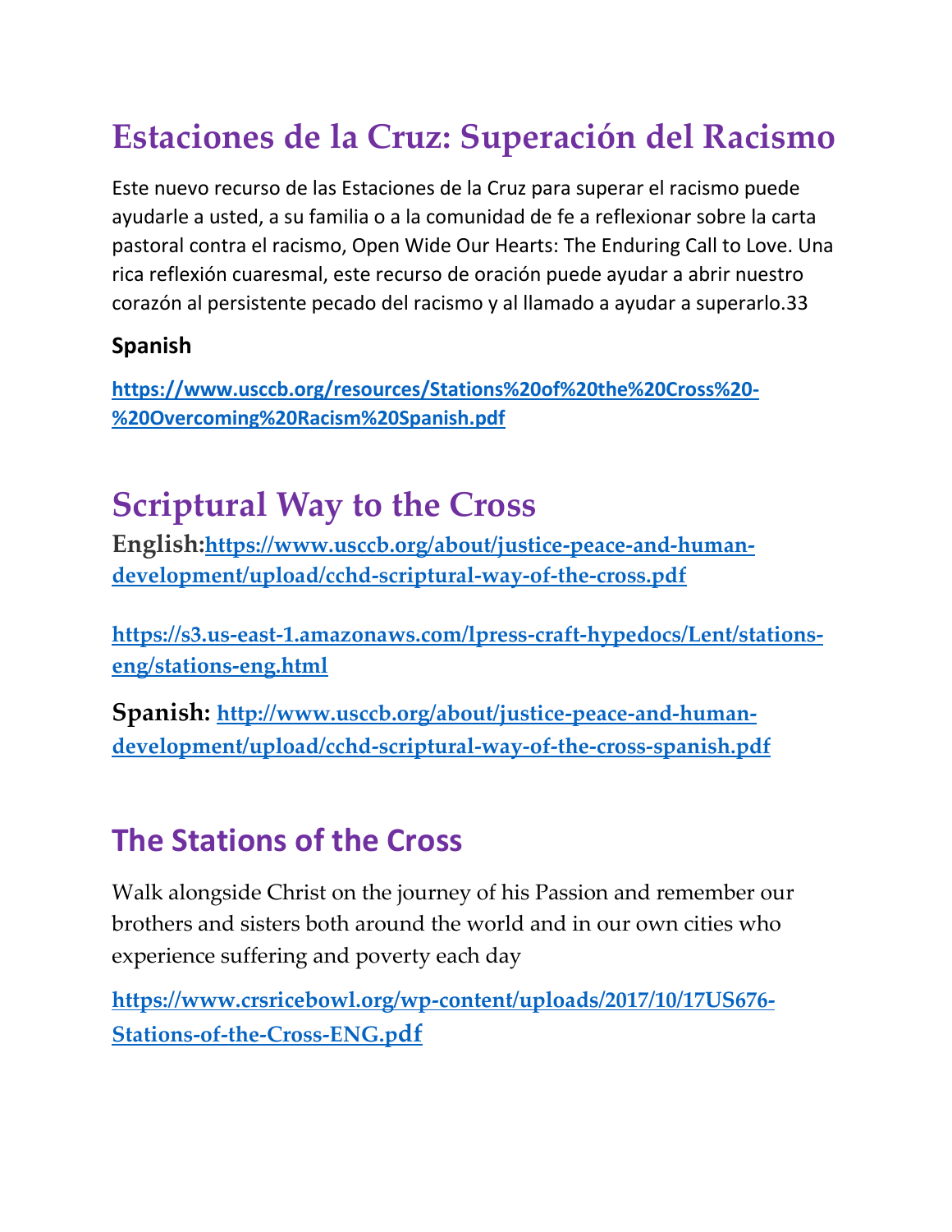# Estaciones de la Cruz: Superación del Racismo

Este nuevo recurso de las Estaciones de la Cruz para superar el racismo puede ayudarle a usted, a su familia o a la comunidad de fe a reflexionar sobre la carta pastoral contra el racismo, Open Wide Our Hearts: The Enduring Call to Love. Una rica reflexión cuaresmal, este recurso de oración puede ayudar a abrir nuestro corazón al persistente pecado del racismo y al llamado a ayudar a superarlo.33

**Spanish**

**https://www.usccb.org/resources/Stations%20of%20the%20Cross%20-%20Overcoming%20Racism%20Spanish.pdf**

# Scriptural Way to the Cross

**English:** **https://www.usccb.org/about/justice-peace-and-human-development/upload/cchd-scriptural-way-of-the-cross.pdf**

**https://s3.us-east-1.amazonaws.com/lpress-craft-hypedocs/Lent/stations-eng/stations-eng.html**

**Spanish:** **http://www.usccb.org/about/justice-peace-and-human-development/upload/cchd-scriptural-way-of-the-cross-spanish.pdf**

## The Stations of the Cross

Walk alongside Christ on the journey of his Passion and remember our brothers and sisters both around the world and in our own cities who experience suffering and poverty each day

**https://www.crsricebowl.org/wp-content/uploads/2017/10/17US676-Stations-of-the-Cross-ENG.pdf**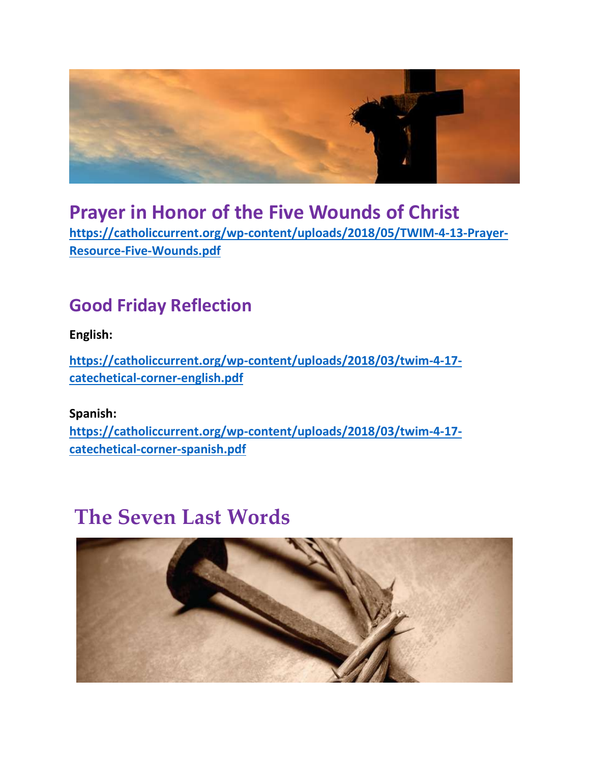## Prayer in Honor of the Five Wounds of Christ

[https://catholiccurrent.org/wp-content/uploads/2018/05/TWIM-4-13-Prayer-Resource-Five-Wounds.pdf](https://catholiccurrent.org/wp-content/uploads/2018/05/TWIM-4-13-Prayer-Resource-Five-Wounds.pdf)

## Good Friday Reflection

**English:**

[https://catholiccurrent.org/wp-content/uploads/2018/03/twim-4-17-catechetical-corner-english.pdf](https://catholiccurrent.org/wp-content/uploads/2018/03/twim-4-17-catechetical-corner-english.pdf)

**Spanish:**

[https://catholiccurrent.org/wp-content/uploads/2018/03/twim-4-17-catechetical-corner-spanish.pdf](https://catholiccurrent.org/wp-content/uploads/2018/03/twim-4-17-catechetical-corner-spanish.pdf)

# The Seven Last Words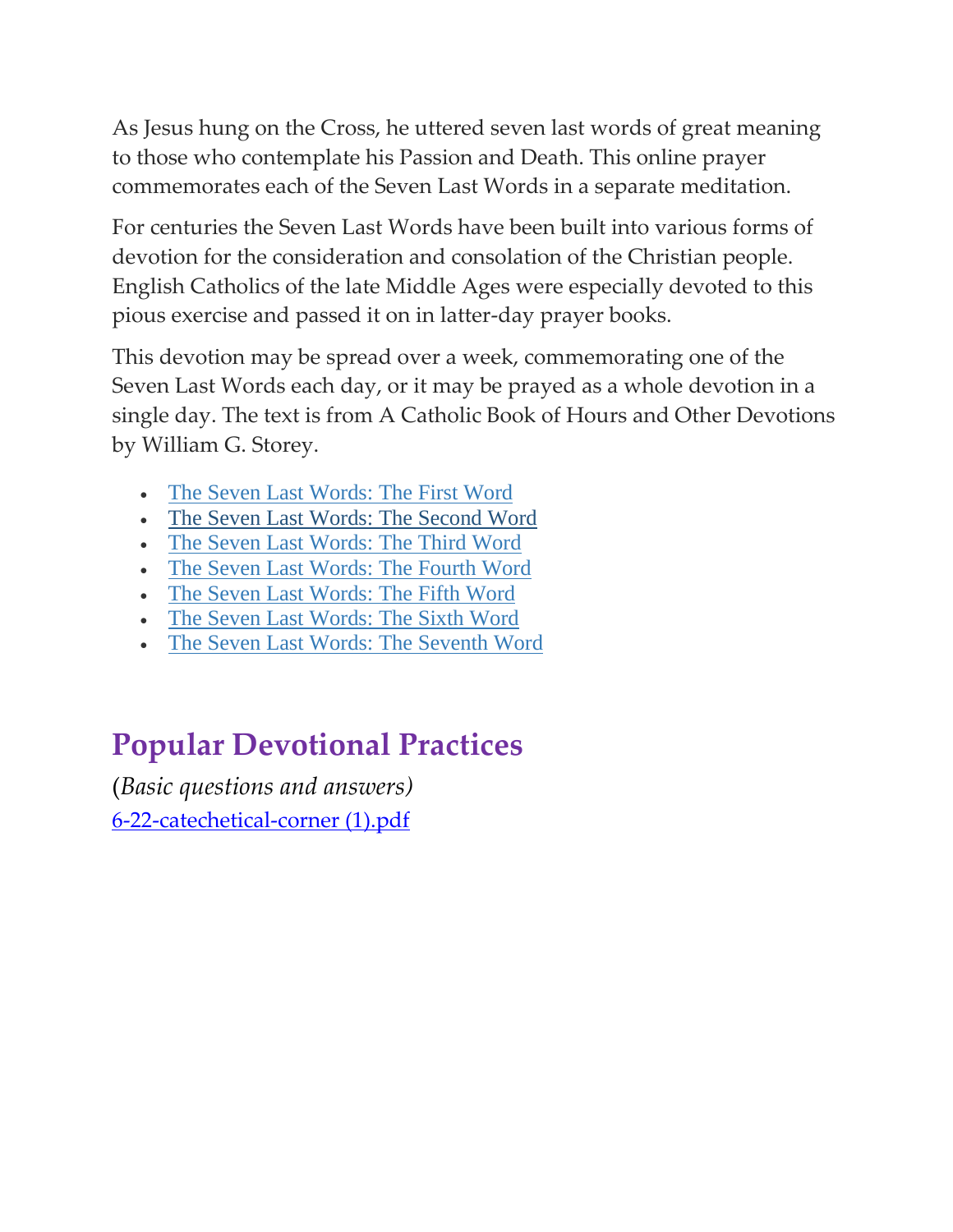As Jesus hung on the Cross, he uttered seven last words of great meaning to those who contemplate his Passion and Death. This online prayer commemorates each of the Seven Last Words in a separate meditation.

For centuries the Seven Last Words have been built into various forms of devotion for the consideration and consolation of the Christian people. English Catholics of the late Middle Ages were especially devoted to this pious exercise and passed it on in latter-day prayer books.

This devotion may be spread over a week, commemorating one of the Seven Last Words each day, or it may be prayed as a whole devotion in a single day. The text is from A Catholic Book of Hours and Other Devotions by William G. Storey.

- The Seven Last Words: The First Word
- The Seven Last Words: The Second Word
- The Seven Last Words: The Third Word
- The Seven Last Words: The Fourth Word
- The Seven Last Words: The Fifth Word
- The Seven Last Words: The Sixth Word
- The Seven Last Words: The Seventh Word

## Popular Devotional Practices

(*Basic questions and answers)*

6-22-catechetical-corner (1).pdf